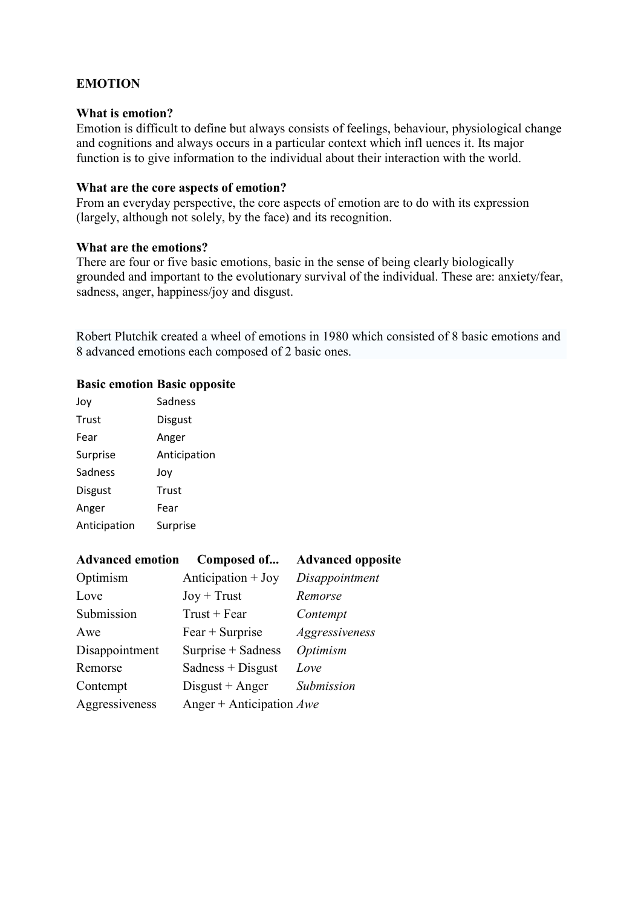**EMOTION**

**What is emotion?**
Emotion is difficult to define but always consists of feelings, behaviour, physiological change and cognitions and always occurs in a particular context which infl uences it. Its major function is to give information to the individual about their interaction with the world.

**What are the core aspects of emotion?**
From an everyday perspective, the core aspects of emotion are to do with its expression (largely, although not solely, by the face) and its recognition.

**What are the emotions?**
There are four or five basic emotions, basic in the sense of being clearly biologically grounded and important to the evolutionary survival of the individual. These are: anxiety/fear, sadness, anger, happiness/joy and disgust.

Robert Plutchik created a wheel of emotions in 1980 which consisted of 8 basic emotions and 8 advanced emotions each composed of 2 basic ones.

| Basic emotion | Basic opposite |
|---|---|
| Joy | Sadness |
| Trust | Disgust |
| Fear | Anger |
| Surprise | Anticipation |
| Sadness | Joy |
| Disgust | Trust |
| Anger | Fear |
| Anticipation | Surprise |

| Advanced emotion | Composed of... | Advanced opposite |
|---|---|---|
| Optimism | Anticipation + Joy | *Disappointment* |
| Love | Joy + Trust | *Remorse* |
| Submission | Trust + Fear | *Contempt* |
| Awe | Fear + Surprise | *Aggressiveness* |
| Disappointment | Surprise + Sadness | *Optimism* |
| Remorse | Sadness + Disgust | *Love* |
| Contempt | Disgust + Anger | *Submission* |
| Aggressiveness | Anger + Anticipation | *Awe* |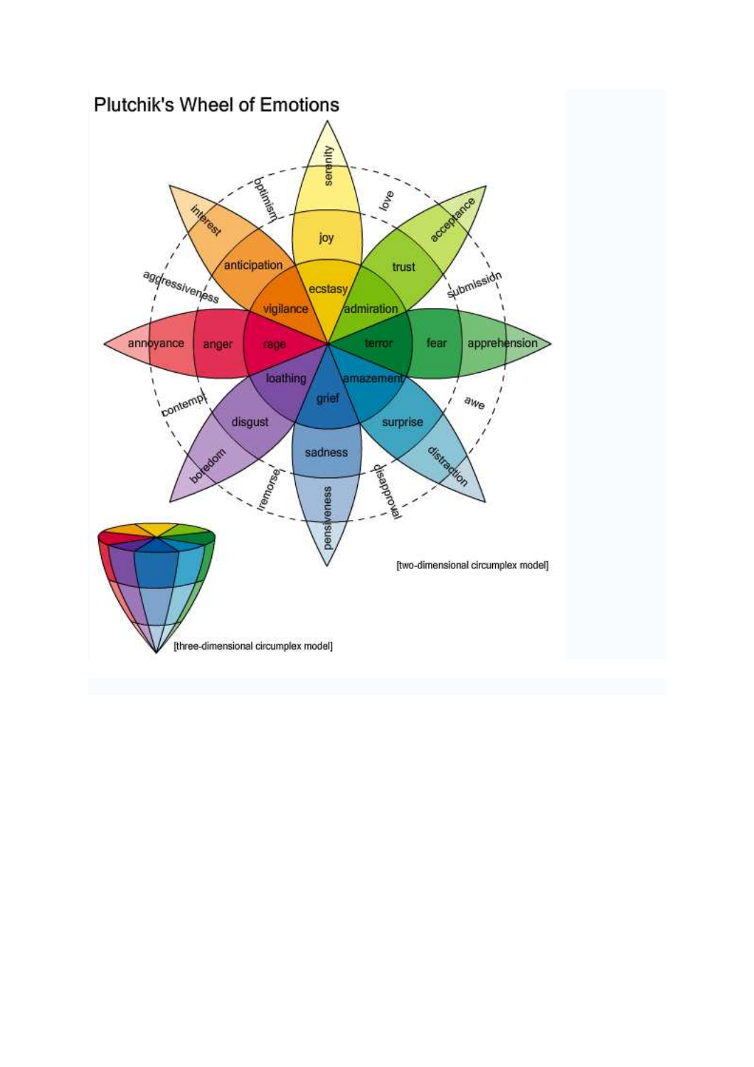# Plutchik's Wheel of Emotions

[two-dimensional circumplex model]

[three-dimensional circumplex model]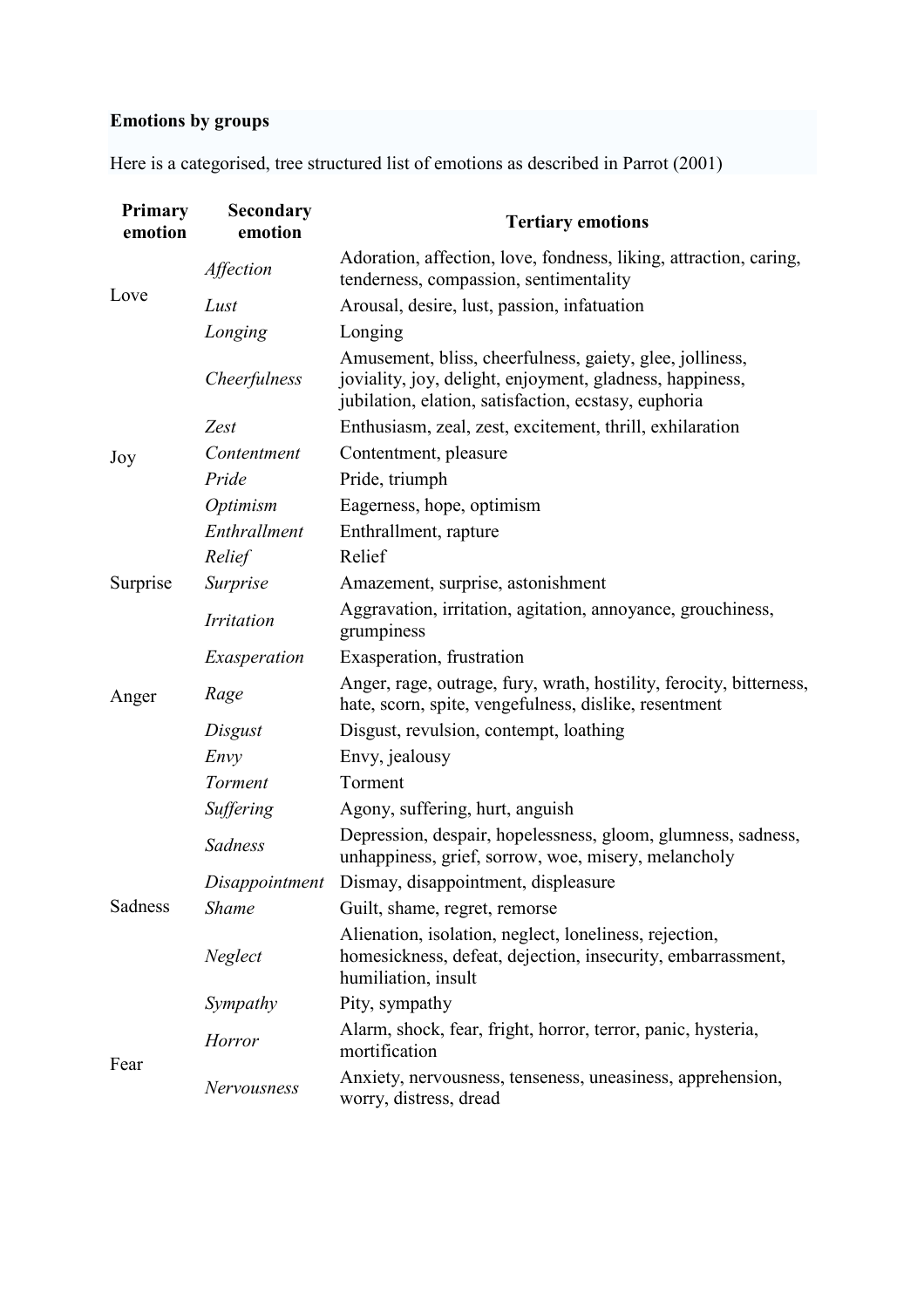**Emotions by groups**

Here is a categorised, tree structured list of emotions as described in Parrot (2001)

| Primary emotion | Secondary emotion | Tertiary emotions |
|---|---|---|
| Love | *Affection* | Adoration, affection, love, fondness, liking, attraction, caring, tenderness, compassion, sentimentality |
| | *Lust* | Arousal, desire, lust, passion, infatuation |
| | *Longing* | Longing |
| Joy | *Cheerfulness* | Amusement, bliss, cheerfulness, gaiety, glee, jolliness, joviality, joy, delight, enjoyment, gladness, happiness, jubilation, elation, satisfaction, ecstasy, euphoria |
| | *Zest* | Enthusiasm, zeal, zest, excitement, thrill, exhilaration |
| | *Contentment* | Contentment, pleasure |
| | *Pride* | Pride, triumph |
| | *Optimism* | Eagerness, hope, optimism |
| | *Enthrallment* | Enthrallment, rapture |
| | *Relief* | Relief |
| Surprise | *Surprise* | Amazement, surprise, astonishment |
| Anger | *Irritation* | Aggravation, irritation, agitation, annoyance, grouchiness, grumpiness |
| | *Exasperation* | Exasperation, frustration |
| | *Rage* | Anger, rage, outrage, fury, wrath, hostility, ferocity, bitterness, hate, scorn, spite, vengefulness, dislike, resentment |
| | *Disgust* | Disgust, revulsion, contempt, loathing |
| | *Envy* | Envy, jealousy |
| | *Torment* | Torment |
| Sadness | *Suffering* | Agony, suffering, hurt, anguish |
| | *Sadness* | Depression, despair, hopelessness, gloom, glumness, sadness, unhappiness, grief, sorrow, woe, misery, melancholy |
| | *Disappointment* | Dismay, disappointment, displeasure |
| | *Shame* | Guilt, shame, regret, remorse |
| | *Neglect* | Alienation, isolation, neglect, loneliness, rejection, homesickness, defeat, dejection, insecurity, embarrassment, humiliation, insult |
| | *Sympathy* | Pity, sympathy |
| Fear | *Horror* | Alarm, shock, fear, fright, horror, terror, panic, hysteria, mortification |
| | *Nervousness* | Anxiety, nervousness, tenseness, uneasiness, apprehension, worry, distress, dread |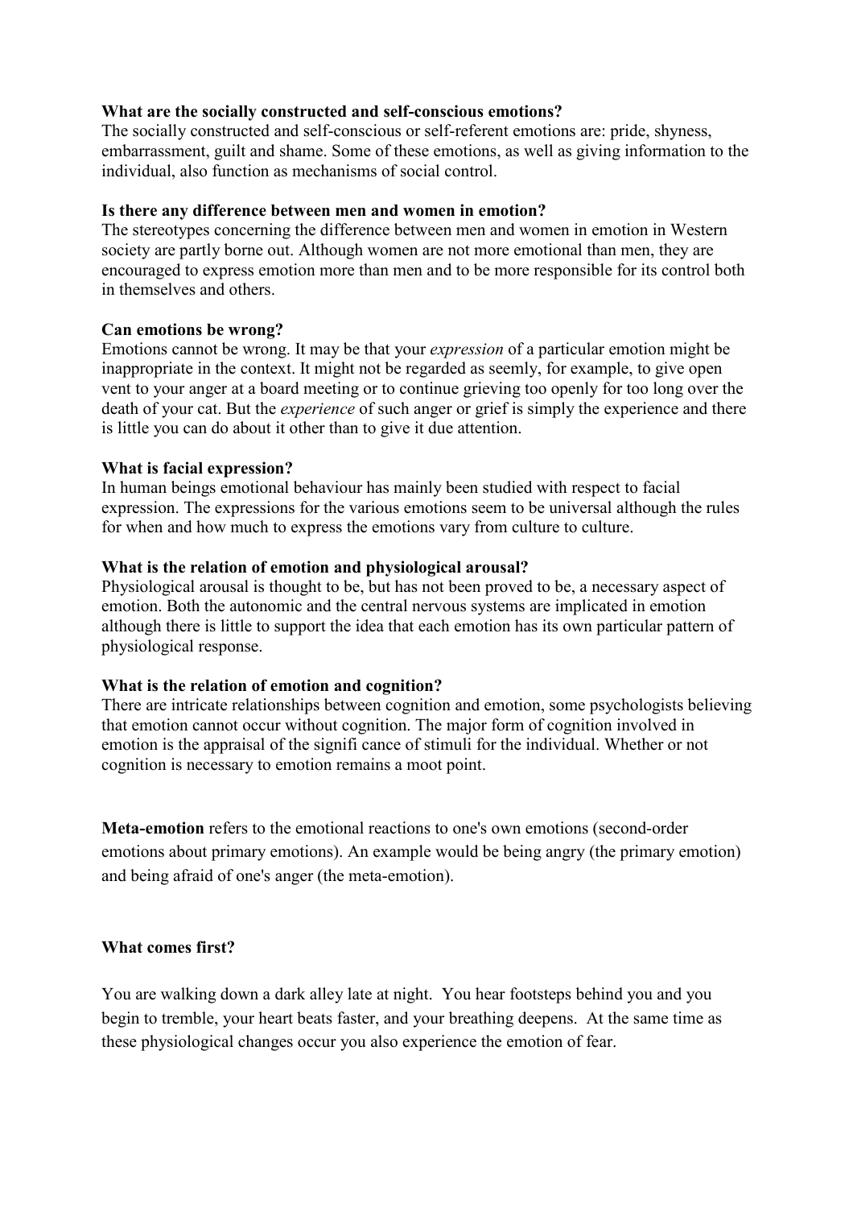**What are the socially constructed and self-conscious emotions?**
The socially constructed and self-conscious or self-referent emotions are: pride, shyness, embarrassment, guilt and shame. Some of these emotions, as well as giving information to the individual, also function as mechanisms of social control.

**Is there any difference between men and women in emotion?**
The stereotypes concerning the difference between men and women in emotion in Western society are partly borne out. Although women are not more emotional than men, they are encouraged to express emotion more than men and to be more responsible for its control both in themselves and others.

**Can emotions be wrong?**
Emotions cannot be wrong. It may be that your *expression* of a particular emotion might be inappropriate in the context. It might not be regarded as seemly, for example, to give open vent to your anger at a board meeting or to continue grieving too openly for too long over the death of your cat. But the *experience* of such anger or grief is simply the experience and there is little you can do about it other than to give it due attention.

**What is facial expression?**
In human beings emotional behaviour has mainly been studied with respect to facial expression. The expressions for the various emotions seem to be universal although the rules for when and how much to express the emotions vary from culture to culture.

**What is the relation of emotion and physiological arousal?**
Physiological arousal is thought to be, but has not been proved to be, a necessary aspect of emotion. Both the autonomic and the central nervous systems are implicated in emotion although there is little to support the idea that each emotion has its own particular pattern of physiological response.

**What is the relation of emotion and cognition?**
There are intricate relationships between cognition and emotion, some psychologists believing that emotion cannot occur without cognition. The major form of cognition involved in emotion is the appraisal of the signifi cance of stimuli for the individual. Whether or not cognition is necessary to emotion remains a moot point.

**Meta-emotion** refers to the emotional reactions to one's own emotions (second-order emotions about primary emotions). An example would be being angry (the primary emotion) and being afraid of one's anger (the meta-emotion).

**What comes first?**

You are walking down a dark alley late at night. You hear footsteps behind you and you begin to tremble, your heart beats faster, and your breathing deepens. At the same time as these physiological changes occur you also experience the emotion of fear.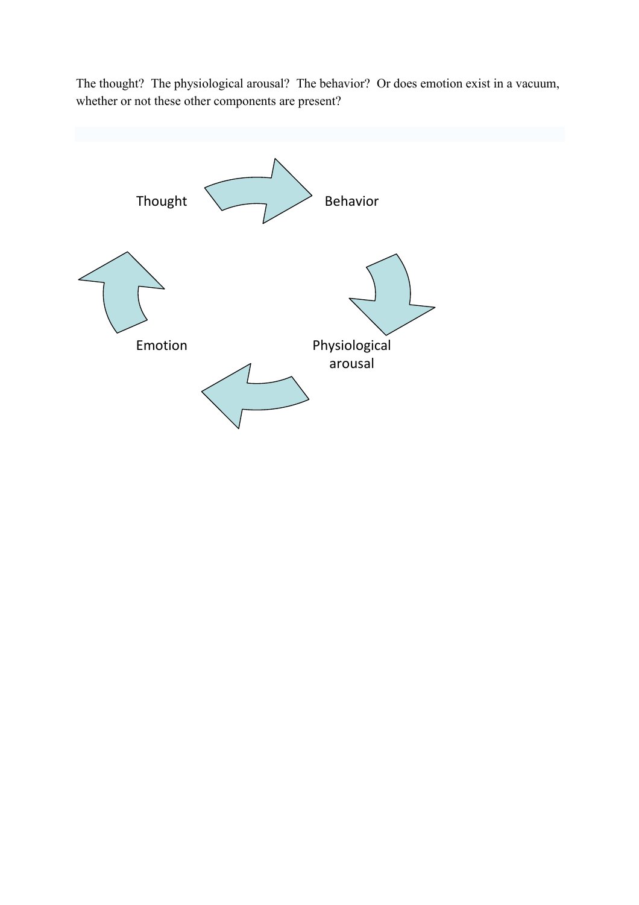The thought? The physiological arousal? The behavior? Or does emotion exist in a vacuum, whether or not these other components are present?

Thought

Behavior

Emotion

Physiological arousal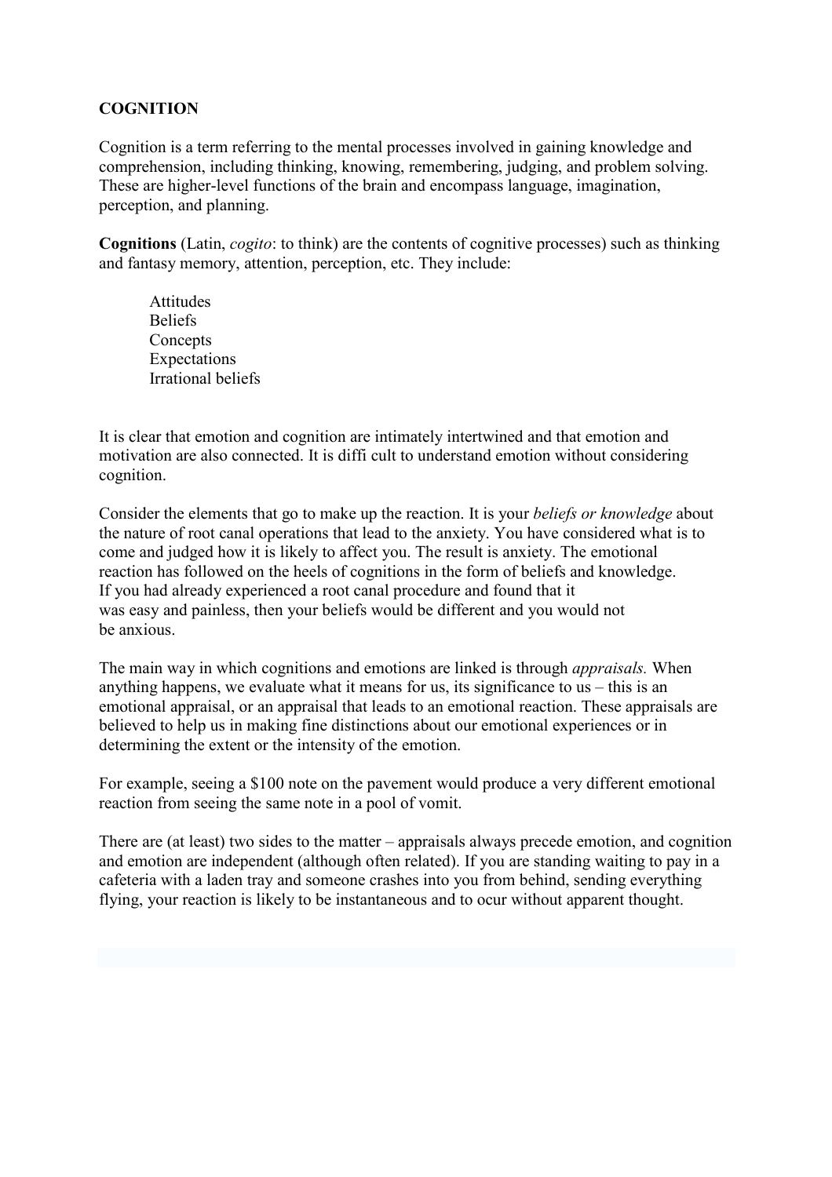**COGNITION**

Cognition is a term referring to the mental processes involved in gaining knowledge and comprehension, including thinking, knowing, remembering, judging, and problem solving. These are higher-level functions of the brain and encompass language, imagination, perception, and planning.

**Cognitions** (Latin, *cogito*: to think) are the contents of cognitive processes) such as thinking and fantasy memory, attention, perception, etc. They include:

- Attitudes
- Beliefs
- Concepts
- Expectations
- Irrational beliefs

It is clear that emotion and cognition are intimately intertwined and that emotion and motivation are also connected. It is diffi cult to understand emotion without considering cognition.

Consider the elements that go to make up the reaction. It is your *beliefs or knowledge* about the nature of root canal operations that lead to the anxiety. You have considered what is to come and judged how it is likely to affect you. The result is anxiety. The emotional reaction has followed on the heels of cognitions in the form of beliefs and knowledge. If you had already experienced a root canal procedure and found that it was easy and painless, then your beliefs would be different and you would not be anxious.

The main way in which cognitions and emotions are linked is through *appraisals.* When anything happens, we evaluate what it means for us, its significance to us – this is an emotional appraisal, or an appraisal that leads to an emotional reaction. These appraisals are believed to help us in making fine distinctions about our emotional experiences or in determining the extent or the intensity of the emotion.

For example, seeing a $100 note on the pavement would produce a very different emotional reaction from seeing the same note in a pool of vomit.

There are (at least) two sides to the matter – appraisals always precede emotion, and cognition and emotion are independent (although often related). If you are standing waiting to pay in a cafeteria with a laden tray and someone crashes into you from behind, sending everything flying, your reaction is likely to be instantaneous and to ocur without apparent thought.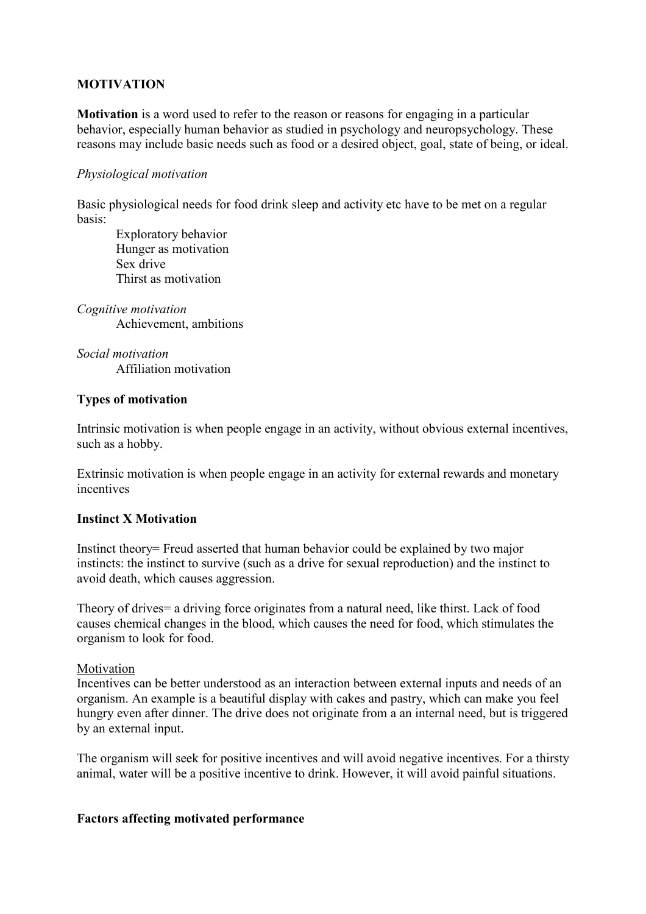**MOTIVATION**

**Motivation** is a word used to refer to the reason or reasons for engaging in a particular behavior, especially human behavior as studied in psychology and neuropsychology. These reasons may include basic needs such as food or a desired object, goal, state of being, or ideal.

*Physiological motivation*

Basic physiological needs for food drink sleep and activity etc have to be met on a regular basis:

- Exploratory behavior
- Hunger as motivation
- Sex drive
- Thirst as motivation

*Cognitive motivation*

- Achievement, ambitions

*Social motivation*

- Affiliation motivation

**Types of motivation**

Intrinsic motivation is when people engage in an activity, without obvious external incentives, such as a hobby.

Extrinsic motivation is when people engage in an activity for external rewards and monetary incentives

**Instinct X Motivation**

Instinct theory= Freud asserted that human behavior could be explained by two major instincts: the instinct to survive (such as a drive for sexual reproduction) and the instinct to avoid death, which causes aggression.

Theory of drives= a driving force originates from a natural need, like thirst. Lack of food causes chemical changes in the blood, which causes the need for food, which stimulates the organism to look for food.

<u>Motivation</u>

Incentives can be better understood as an interaction between external inputs and needs of an organism. An example is a beautiful display with cakes and pastry, which can make you feel hungry even after dinner. The drive does not originate from a an internal need, but is triggered by an external input.

The organism will seek for positive incentives and will avoid negative incentives. For a thirsty animal, water will be a positive incentive to drink. However, it will avoid painful situations.

**Factors affecting motivated performance**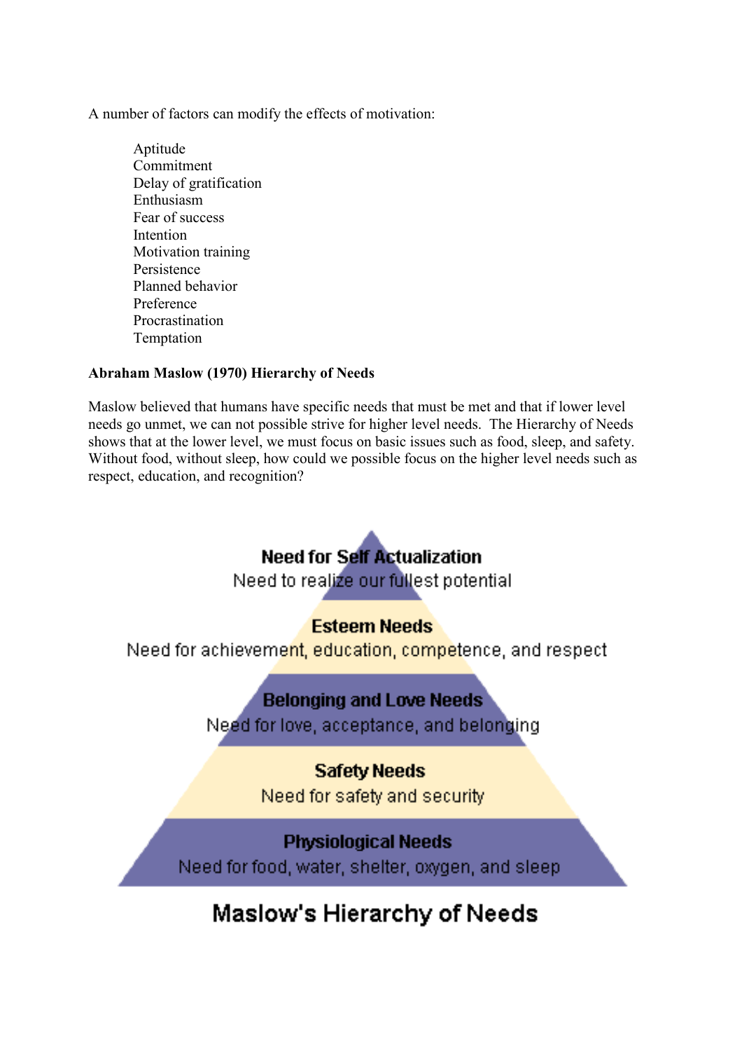A number of factors can modify the effects of motivation:

- Aptitude
- Commitment
- Delay of gratification
- Enthusiasm
- Fear of success
- Intention
- Motivation training
- Persistence
- Planned behavior
- Preference
- Procrastination
- Temptation

**Abraham Maslow (1970) Hierarchy of Needs**

Maslow believed that humans have specific needs that must be met and that if lower level needs go unmet, we can not possible strive for higher level needs. The Hierarchy of Needs shows that at the lower level, we must focus on basic issues such as food, sleep, and safety. Without food, without sleep, how could we possible focus on the higher level needs such as respect, education, and recognition?

**Need for Self Actualization**
Need to realize our fullest potential

**Esteem Needs**
Need for achievement, education, competence, and respect

**Belonging and Love Needs**
Need for love, acceptance, and belonging

**Safety Needs**
Need for safety and security

**Physiological Needs**
Need for food, water, shelter, oxygen, and sleep

**Maslow's Hierarchy of Needs**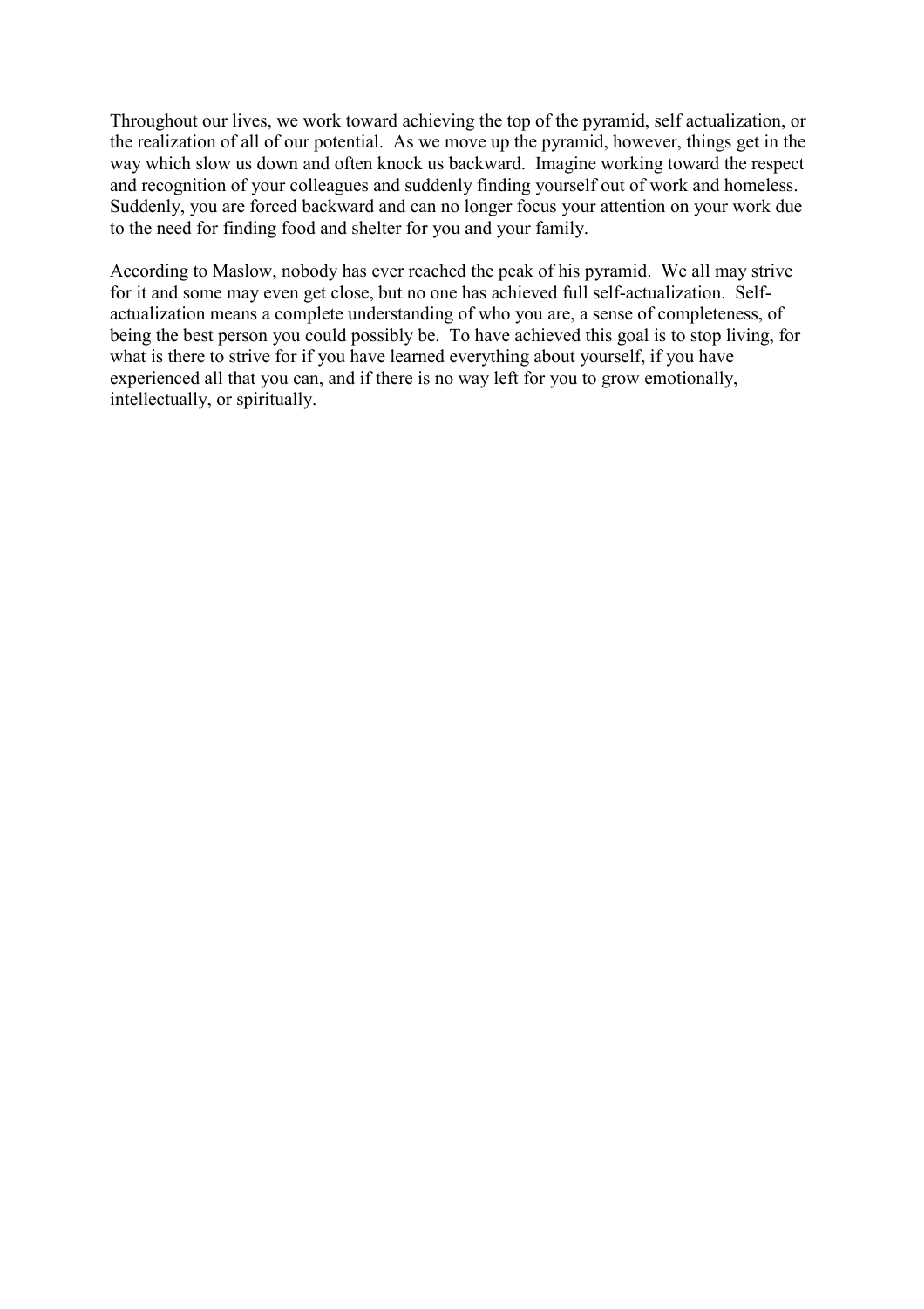Throughout our lives, we work toward achieving the top of the pyramid, self actualization, or the realization of all of our potential. As we move up the pyramid, however, things get in the way which slow us down and often knock us backward. Imagine working toward the respect and recognition of your colleagues and suddenly finding yourself out of work and homeless. Suddenly, you are forced backward and can no longer focus your attention on your work due to the need for finding food and shelter for you and your family.

According to Maslow, nobody has ever reached the peak of his pyramid. We all may strive for it and some may even get close, but no one has achieved full self-actualization. Self-actualization means a complete understanding of who you are, a sense of completeness, of being the best person you could possibly be. To have achieved this goal is to stop living, for what is there to strive for if you have learned everything about yourself, if you have experienced all that you can, and if there is no way left for you to grow emotionally, intellectually, or spiritually.